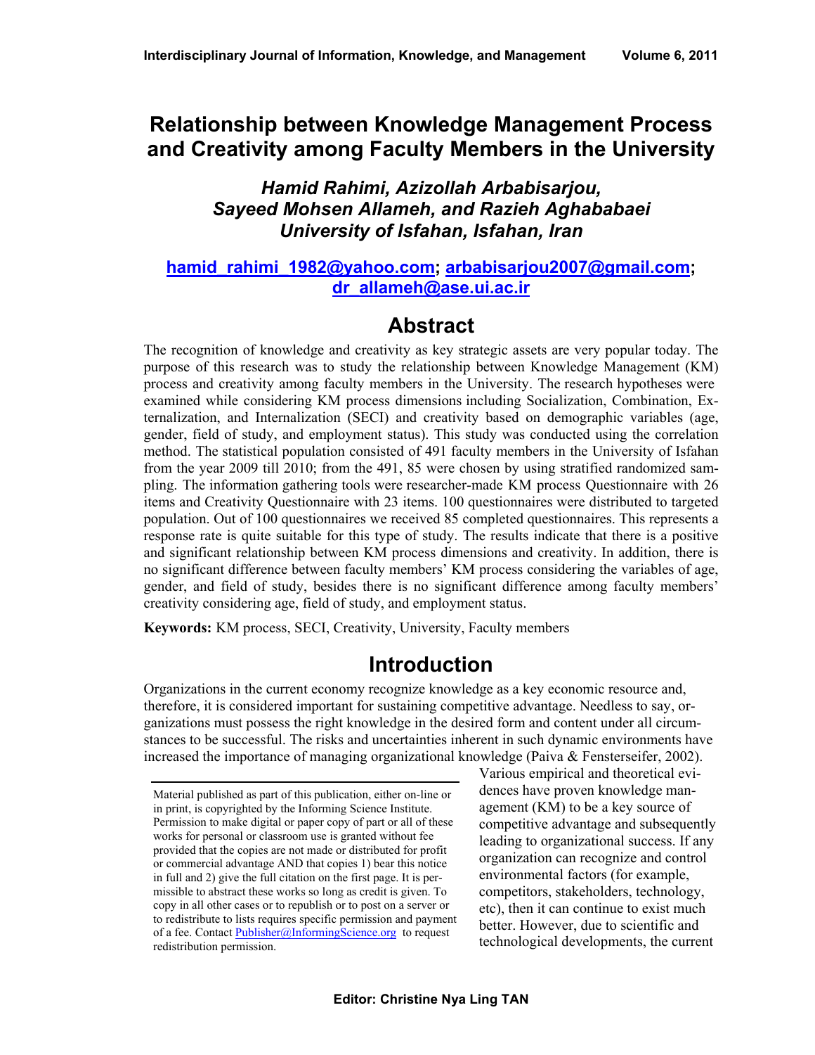# Relationship between Knowledge Management Process and Creativity among Faculty Members in the University

***Hamid Rahimi, Azizollah Arbabisarjou, Sayeed Mohsen Allameh, and Razieh Aghababaei***
***University of Isfahan, Isfahan, Iran***

**hamid_rahimi_1982@yahoo.com; arbabisarjou2007@gmail.com; dr_allameh@ase.ui.ac.ir**

## Abstract

The recognition of knowledge and creativity as key strategic assets are very popular today. The purpose of this research was to study the relationship between Knowledge Management (KM) process and creativity among faculty members in the University. The research hypotheses were examined while considering KM process dimensions including Socialization, Combination, Externalization, and Internalization (SECI) and creativity based on demographic variables (age, gender, field of study, and employment status). This study was conducted using the correlation method. The statistical population consisted of 491 faculty members in the University of Isfahan from the year 2009 till 2010; from the 491, 85 were chosen by using stratified randomized sampling. The information gathering tools were researcher-made KM process Questionnaire with 26 items and Creativity Questionnaire with 23 items. 100 questionnaires were distributed to targeted population. Out of 100 questionnaires we received 85 completed questionnaires. This represents a response rate is quite suitable for this type of study. The results indicate that there is a positive and significant relationship between KM process dimensions and creativity. In addition, there is no significant difference between faculty members' KM process considering the variables of age, gender, and field of study, besides there is no significant difference among faculty members' creativity considering age, field of study, and employment status.

**Keywords:** KM process, SECI, Creativity, University, Faculty members

## Introduction

Organizations in the current economy recognize knowledge as a key economic resource and, therefore, it is considered important for sustaining competitive advantage. Needless to say, organizations must possess the right knowledge in the desired form and content under all circumstances to be successful. The risks and uncertainties inherent in such dynamic environments have increased the importance of managing organizational knowledge (Paiva & Fensterseifer, 2002). Various empirical and theoretical evidences have proven knowledge management (KM) to be a key source of competitive advantage and subsequently leading to organizational success. If any organization can recognize and control environmental factors (for example, competitors, stakeholders, technology, etc), then it can continue to exist much better. However, due to scientific and technological developments, the current

Material published as part of this publication, either on-line or in print, is copyrighted by the Informing Science Institute. Permission to make digital or paper copy of part or all of these works for personal or classroom use is granted without fee provided that the copies are not made or distributed for profit or commercial advantage AND that copies 1) bear this notice in full and 2) give the full citation on the first page. It is permissible to abstract these works so long as credit is given. To copy in all other cases or to republish or to post on a server or to redistribute to lists requires specific permission and payment of a fee. Contact Publisher@InformingScience.org to request redistribution permission.

**Editor: Christine Nya Ling TAN**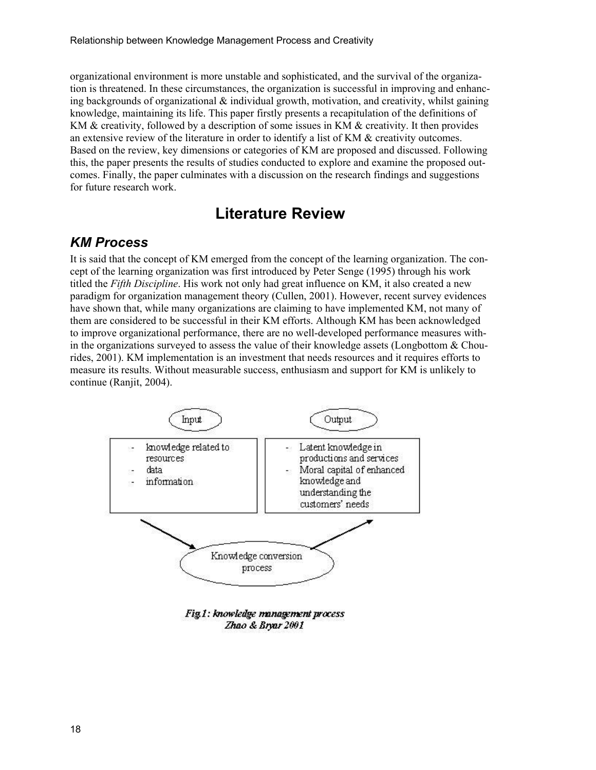organizational environment is more unstable and sophisticated, and the survival of the organization is threatened. In these circumstances, the organization is successful in improving and enhancing backgrounds of organizational & individual growth, motivation, and creativity, whilst gaining knowledge, maintaining its life. This paper firstly presents a recapitulation of the definitions of KM & creativity, followed by a description of some issues in KM & creativity. It then provides an extensive review of the literature in order to identify a list of KM & creativity outcomes. Based on the review, key dimensions or categories of KM are proposed and discussed. Following this, the paper presents the results of studies conducted to explore and examine the proposed outcomes. Finally, the paper culminates with a discussion on the research findings and suggestions for future research work.

# Literature Review

## *KM Process*

It is said that the concept of KM emerged from the concept of the learning organization. The concept of the learning organization was first introduced by Peter Senge (1995) through his work titled the *Fifth Discipline*. His work not only had great influence on KM, it also created a new paradigm for organization management theory (Cullen, 2001). However, recent survey evidences have shown that, while many organizations are claiming to have implemented KM, not many of them are considered to be successful in their KM efforts. Although KM has been acknowledged to improve organizational performance, there are no well-developed performance measures within the organizations surveyed to assess the value of their knowledge assets (Longbottom & Chourides, 2001). KM implementation is an investment that needs resources and it requires efforts to measure its results. Without measurable success, enthusiasm and support for KM is unlikely to continue (Ranjit, 2004).

Input
- knowledge related to resources
- data
- information

Output
- Latent knowledge in productions and services
- Moral capital of enhanced knowledge and understanding the customers' needs

Knowledge conversion process

***Fig.1: knowledge management process***
***Zhao & Bryar 2001***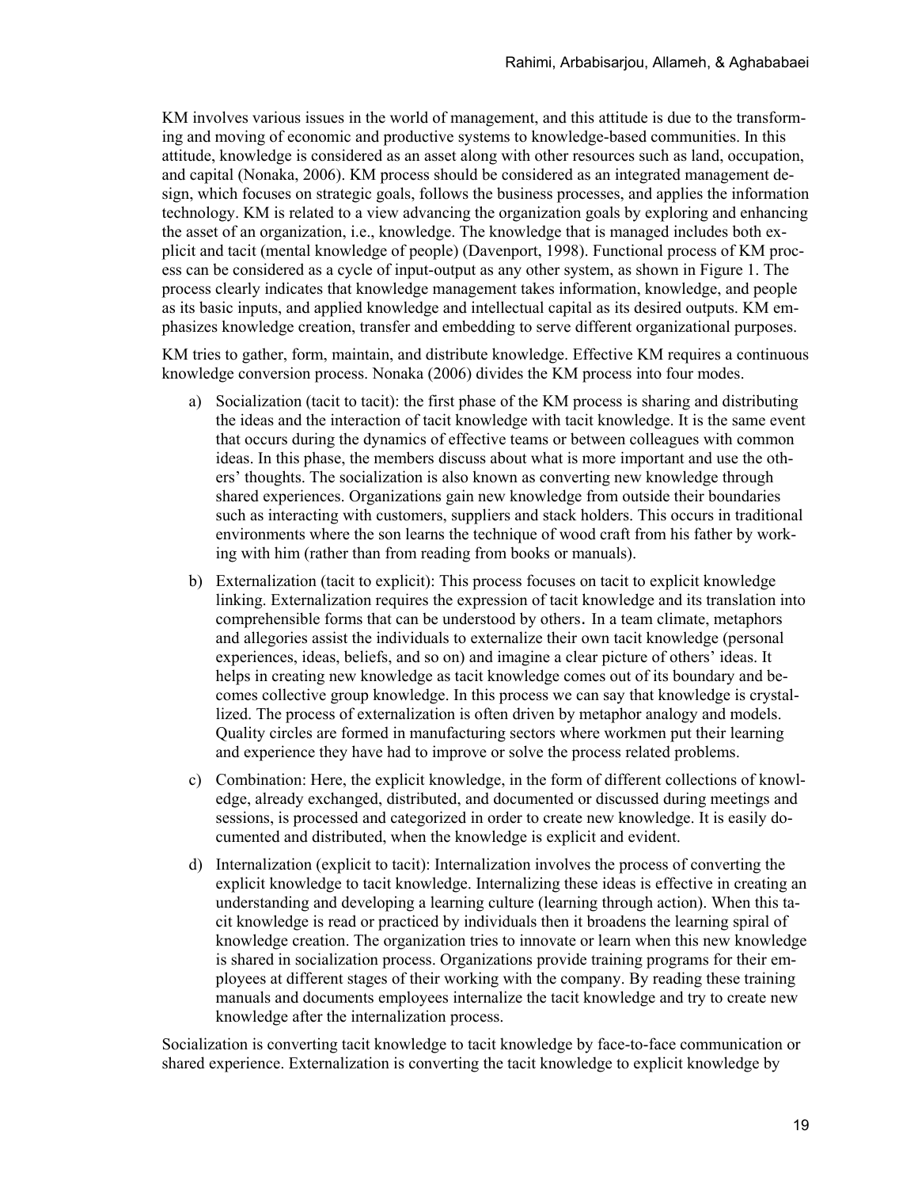KM involves various issues in the world of management, and this attitude is due to the transforming and moving of economic and productive systems to knowledge-based communities. In this attitude, knowledge is considered as an asset along with other resources such as land, occupation, and capital (Nonaka, 2006). KM process should be considered as an integrated management design, which focuses on strategic goals, follows the business processes, and applies the information technology. KM is related to a view advancing the organization goals by exploring and enhancing the asset of an organization, i.e., knowledge. The knowledge that is managed includes both explicit and tacit (mental knowledge of people) (Davenport, 1998). Functional process of KM process can be considered as a cycle of input-output as any other system, as shown in Figure 1. The process clearly indicates that knowledge management takes information, knowledge, and people as its basic inputs, and applied knowledge and intellectual capital as its desired outputs. KM emphasizes knowledge creation, transfer and embedding to serve different organizational purposes.

KM tries to gather, form, maintain, and distribute knowledge. Effective KM requires a continuous knowledge conversion process. Nonaka (2006) divides the KM process into four modes.

a) Socialization (tacit to tacit): the first phase of the KM process is sharing and distributing the ideas and the interaction of tacit knowledge with tacit knowledge. It is the same event that occurs during the dynamics of effective teams or between colleagues with common ideas. In this phase, the members discuss about what is more important and use the others' thoughts. The socialization is also known as converting new knowledge through shared experiences. Organizations gain new knowledge from outside their boundaries such as interacting with customers, suppliers and stack holders. This occurs in traditional environments where the son learns the technique of wood craft from his father by working with him (rather than from reading from books or manuals).

b) Externalization (tacit to explicit): This process focuses on tacit to explicit knowledge linking. Externalization requires the expression of tacit knowledge and its translation into comprehensible forms that can be understood by others. In a team climate, metaphors and allegories assist the individuals to externalize their own tacit knowledge (personal experiences, ideas, beliefs, and so on) and imagine a clear picture of others' ideas. It helps in creating new knowledge as tacit knowledge comes out of its boundary and becomes collective group knowledge. In this process we can say that knowledge is crystallized. The process of externalization is often driven by metaphor analogy and models. Quality circles are formed in manufacturing sectors where workmen put their learning and experience they have had to improve or solve the process related problems.

c) Combination: Here, the explicit knowledge, in the form of different collections of knowledge, already exchanged, distributed, and documented or discussed during meetings and sessions, is processed and categorized in order to create new knowledge. It is easily documented and distributed, when the knowledge is explicit and evident.

d) Internalization (explicit to tacit): Internalization involves the process of converting the explicit knowledge to tacit knowledge. Internalizing these ideas is effective in creating an understanding and developing a learning culture (learning through action). When this tacit knowledge is read or practiced by individuals then it broadens the learning spiral of knowledge creation. The organization tries to innovate or learn when this new knowledge is shared in socialization process. Organizations provide training programs for their employees at different stages of their working with the company. By reading these training manuals and documents employees internalize the tacit knowledge and try to create new knowledge after the internalization process.

Socialization is converting tacit knowledge to tacit knowledge by face-to-face communication or shared experience. Externalization is converting the tacit knowledge to explicit knowledge by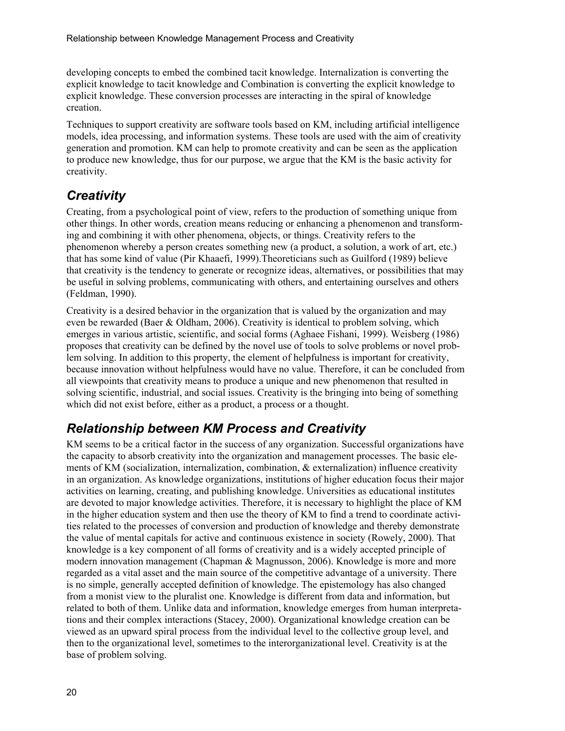developing concepts to embed the combined tacit knowledge. Internalization is converting the explicit knowledge to tacit knowledge and Combination is converting the explicit knowledge to explicit knowledge. These conversion processes are interacting in the spiral of knowledge creation.

Techniques to support creativity are software tools based on KM, including artificial intelligence models, idea processing, and information systems. These tools are used with the aim of creativity generation and promotion. KM can help to promote creativity and can be seen as the application to produce new knowledge, thus for our purpose, we argue that the KM is the basic activity for creativity.

## *Creativity*

Creating, from a psychological point of view, refers to the production of something unique from other things. In other words, creation means reducing or enhancing a phenomenon and transforming and combining it with other phenomena, objects, or things. Creativity refers to the phenomenon whereby a person creates something new (a product, a solution, a work of art, etc.) that has some kind of value (Pir Khaaefi, 1999).Theoreticians such as Guilford (1989) believe that creativity is the tendency to generate or recognize ideas, alternatives, or possibilities that may be useful in solving problems, communicating with others, and entertaining ourselves and others (Feldman, 1990).

Creativity is a desired behavior in the organization that is valued by the organization and may even be rewarded (Baer & Oldham, 2006). Creativity is identical to problem solving, which emerges in various artistic, scientific, and social forms (Aghaee Fishani, 1999). Weisberg (1986) proposes that creativity can be defined by the novel use of tools to solve problems or novel problem solving. In addition to this property, the element of helpfulness is important for creativity, because innovation without helpfulness would have no value. Therefore, it can be concluded from all viewpoints that creativity means to produce a unique and new phenomenon that resulted in solving scientific, industrial, and social issues. Creativity is the bringing into being of something which did not exist before, either as a product, a process or a thought.

## *Relationship between KM Process and Creativity*

KM seems to be a critical factor in the success of any organization. Successful organizations have the capacity to absorb creativity into the organization and management processes. The basic elements of KM (socialization, internalization, combination, & externalization) influence creativity in an organization. As knowledge organizations, institutions of higher education focus their major activities on learning, creating, and publishing knowledge. Universities as educational institutes are devoted to major knowledge activities. Therefore, it is necessary to highlight the place of KM in the higher education system and then use the theory of KM to find a trend to coordinate activities related to the processes of conversion and production of knowledge and thereby demonstrate the value of mental capitals for active and continuous existence in society (Rowely, 2000). That knowledge is a key component of all forms of creativity and is a widely accepted principle of modern innovation management (Chapman & Magnusson, 2006). Knowledge is more and more regarded as a vital asset and the main source of the competitive advantage of a university. There is no simple, generally accepted definition of knowledge. The epistemology has also changed from a monist view to the pluralist one. Knowledge is different from data and information, but related to both of them. Unlike data and information, knowledge emerges from human interpretations and their complex interactions (Stacey, 2000). Organizational knowledge creation can be viewed as an upward spiral process from the individual level to the collective group level, and then to the organizational level, sometimes to the interorganizational level. Creativity is at the base of problem solving.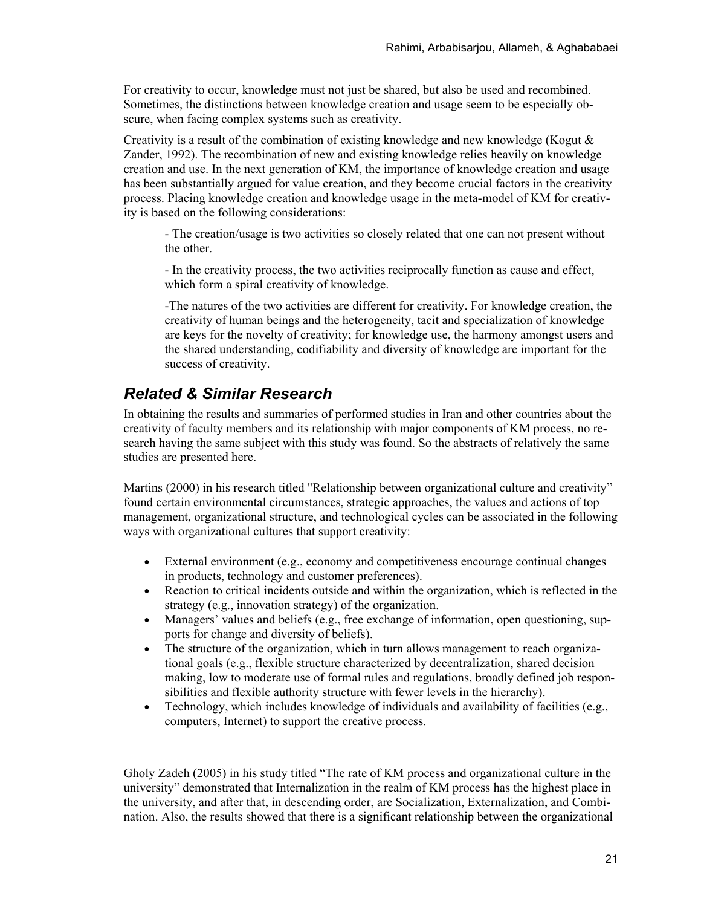For creativity to occur, knowledge must not just be shared, but also be used and recombined. Sometimes, the distinctions between knowledge creation and usage seem to be especially obscure, when facing complex systems such as creativity.

Creativity is a result of the combination of existing knowledge and new knowledge (Kogut & Zander, 1992). The recombination of new and existing knowledge relies heavily on knowledge creation and use. In the next generation of KM, the importance of knowledge creation and usage has been substantially argued for value creation, and they become crucial factors in the creativity process. Placing knowledge creation and knowledge usage in the meta-model of KM for creativity is based on the following considerations:

> - The creation/usage is two activities so closely related that one can not present without the other.
>
> - In the creativity process, the two activities reciprocally function as cause and effect, which form a spiral creativity of knowledge.
>
> -The natures of the two activities are different for creativity. For knowledge creation, the creativity of human beings and the heterogeneity, tacit and specialization of knowledge are keys for the novelty of creativity; for knowledge use, the harmony amongst users and the shared understanding, codifiability and diversity of knowledge are important for the success of creativity.

## *Related & Similar Research*

In obtaining the results and summaries of performed studies in Iran and other countries about the creativity of faculty members and its relationship with major components of KM process, no research having the same subject with this study was found. So the abstracts of relatively the same studies are presented here.

Martins (2000) in his research titled "Relationship between organizational culture and creativity" found certain environmental circumstances, strategic approaches, the values and actions of top management, organizational structure, and technological cycles can be associated in the following ways with organizational cultures that support creativity:

- External environment (e.g., economy and competitiveness encourage continual changes in products, technology and customer preferences).
- Reaction to critical incidents outside and within the organization, which is reflected in the strategy (e.g., innovation strategy) of the organization.
- Managers' values and beliefs (e.g., free exchange of information, open questioning, supports for change and diversity of beliefs).
- The structure of the organization, which in turn allows management to reach organizational goals (e.g., flexible structure characterized by decentralization, shared decision making, low to moderate use of formal rules and regulations, broadly defined job responsibilities and flexible authority structure with fewer levels in the hierarchy).
- Technology, which includes knowledge of individuals and availability of facilities (e.g., computers, Internet) to support the creative process.

Gholy Zadeh (2005) in his study titled "The rate of KM process and organizational culture in the university" demonstrated that Internalization in the realm of KM process has the highest place in the university, and after that, in descending order, are Socialization, Externalization, and Combination. Also, the results showed that there is a significant relationship between the organizational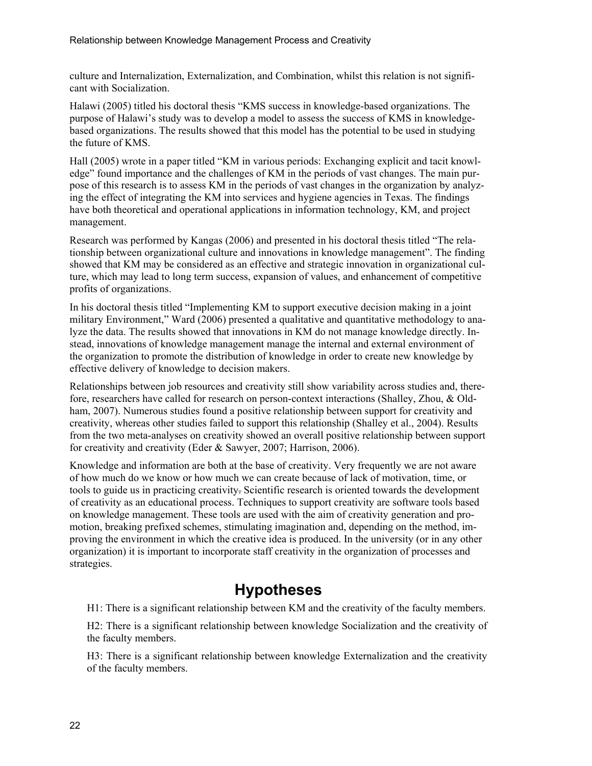culture and Internalization, Externalization, and Combination, whilst this relation is not significant with Socialization.

Halawi (2005) titled his doctoral thesis "KMS success in knowledge-based organizations. The purpose of Halawi's study was to develop a model to assess the success of KMS in knowledge-based organizations. The results showed that this model has the potential to be used in studying the future of KMS.

Hall (2005) wrote in a paper titled "KM in various periods: Exchanging explicit and tacit knowledge" found importance and the challenges of KM in the periods of vast changes. The main purpose of this research is to assess KM in the periods of vast changes in the organization by analyzing the effect of integrating the KM into services and hygiene agencies in Texas. The findings have both theoretical and operational applications in information technology, KM, and project management.

Research was performed by Kangas (2006) and presented in his doctoral thesis titled "The relationship between organizational culture and innovations in knowledge management". The finding showed that KM may be considered as an effective and strategic innovation in organizational culture, which may lead to long term success, expansion of values, and enhancement of competitive profits of organizations.

In his doctoral thesis titled "Implementing KM to support executive decision making in a joint military Environment," Ward (2006) presented a qualitative and quantitative methodology to analyze the data. The results showed that innovations in KM do not manage knowledge directly. Instead, innovations of knowledge management manage the internal and external environment of the organization to promote the distribution of knowledge in order to create new knowledge by effective delivery of knowledge to decision makers.

Relationships between job resources and creativity still show variability across studies and, therefore, researchers have called for research on person-context interactions (Shalley, Zhou, & Oldham, 2007). Numerous studies found a positive relationship between support for creativity and creativity, whereas other studies failed to support this relationship (Shalley et al., 2004). Results from the two meta-analyses on creativity showed an overall positive relationship between support for creativity and creativity (Eder & Sawyer, 2007; Harrison, 2006).

Knowledge and information are both at the base of creativity. Very frequently we are not aware of how much do we know or how much we can create because of lack of motivation, time, or tools to guide us in practicing creativity. Scientific research is oriented towards the development of creativity as an educational process. Techniques to support creativity are software tools based on knowledge management. These tools are used with the aim of creativity generation and promotion, breaking prefixed schemes, stimulating imagination and, depending on the method, improving the environment in which the creative idea is produced. In the university (or in any other organization) it is important to incorporate staff creativity in the organization of processes and strategies.

## Hypotheses

H1: There is a significant relationship between KM and the creativity of the faculty members.

H2: There is a significant relationship between knowledge Socialization and the creativity of the faculty members.

H3: There is a significant relationship between knowledge Externalization and the creativity of the faculty members.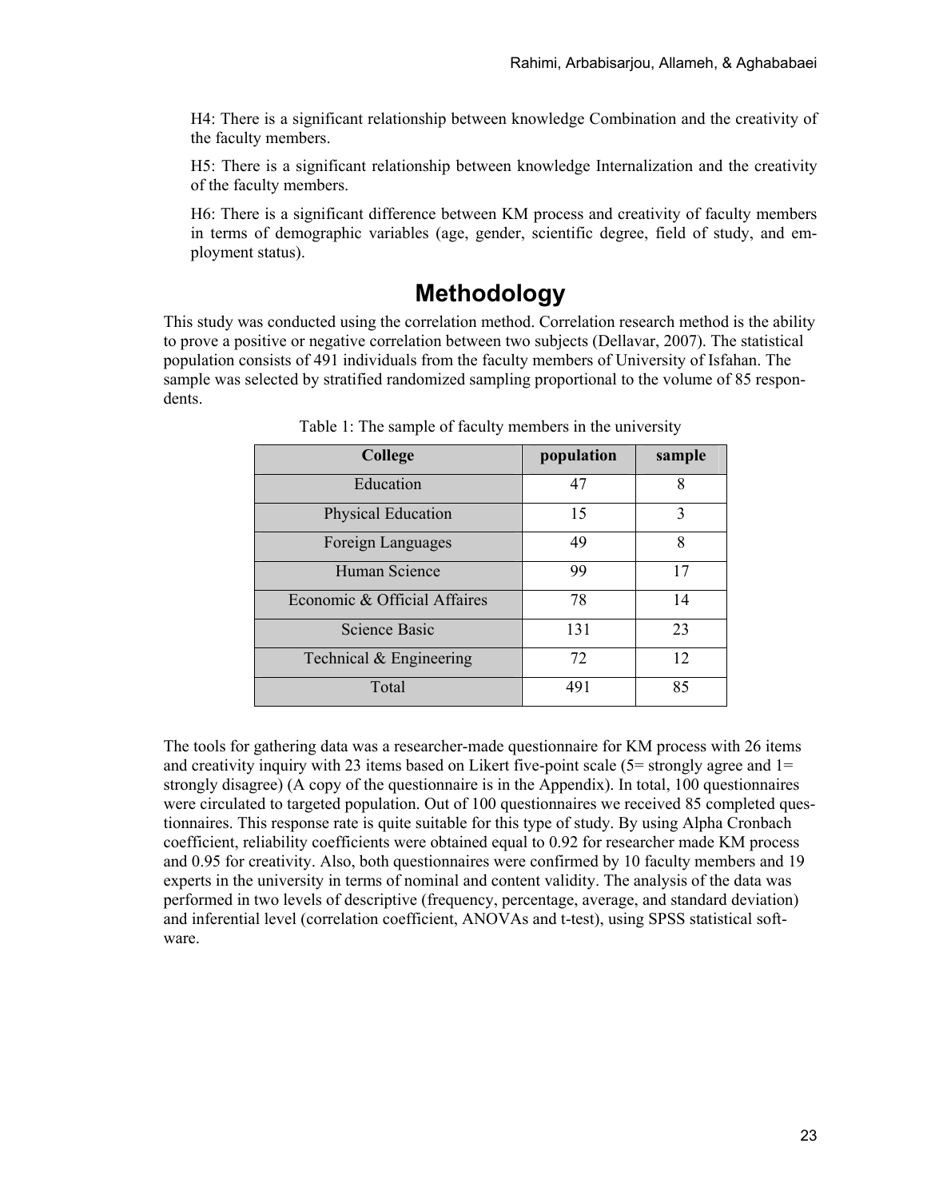H4: There is a significant relationship between knowledge Combination and the creativity of the faculty members.

H5: There is a significant relationship between knowledge Internalization and the creativity of the faculty members.

H6: There is a significant difference between KM process and creativity of faculty members in terms of demographic variables (age, gender, scientific degree, field of study, and employment status).

# Methodology

This study was conducted using the correlation method. Correlation research method is the ability to prove a positive or negative correlation between two subjects (Dellavar, 2007). The statistical population consists of 491 individuals from the faculty members of University of Isfahan. The sample was selected by stratified randomized sampling proportional to the volume of 85 respondents.

Table 1: The sample of faculty members in the university

| College | population | sample |
|---|---|---|
| Education | 47 | 8 |
| Physical Education | 15 | 3 |
| Foreign Languages | 49 | 8 |
| Human Science | 99 | 17 |
| Economic & Official Affaires | 78 | 14 |
| Science Basic | 131 | 23 |
| Technical & Engineering | 72 | 12 |
| Total | 491 | 85 |

The tools for gathering data was a researcher-made questionnaire for KM process with 26 items and creativity inquiry with 23 items based on Likert five-point scale (5= strongly agree and 1= strongly disagree) (A copy of the questionnaire is in the Appendix). In total, 100 questionnaires were circulated to targeted population. Out of 100 questionnaires we received 85 completed questionnaires. This response rate is quite suitable for this type of study. By using Alpha Cronbach coefficient, reliability coefficients were obtained equal to 0.92 for researcher made KM process and 0.95 for creativity. Also, both questionnaires were confirmed by 10 faculty members and 19 experts in the university in terms of nominal and content validity. The analysis of the data was performed in two levels of descriptive (frequency, percentage, average, and standard deviation) and inferential level (correlation coefficient, ANOVAs and t-test), using SPSS statistical software.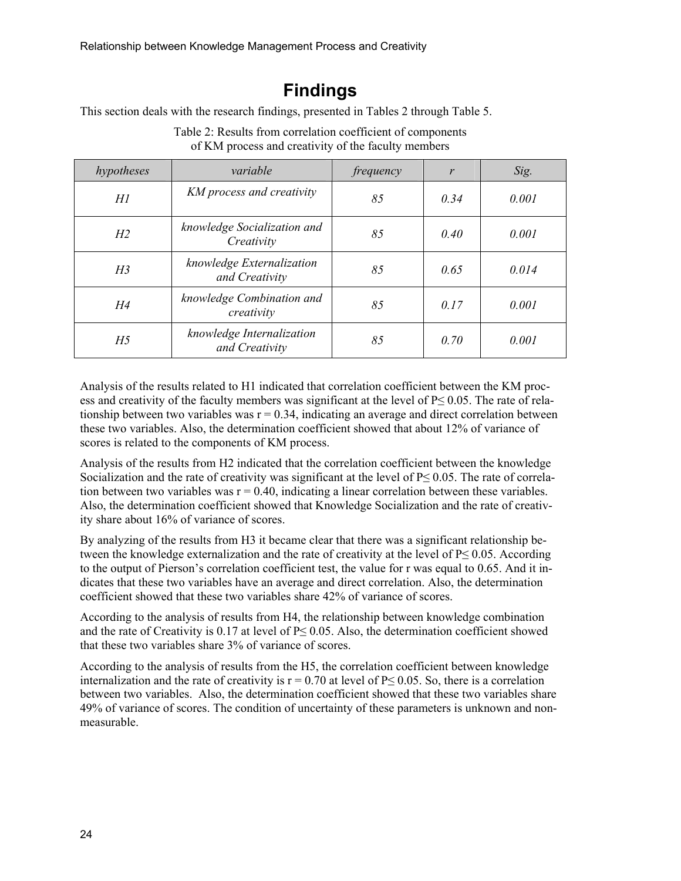# Findings

This section deals with the research findings, presented in Tables 2 through Table 5.

Table 2: Results from correlation coefficient of components of KM process and creativity of the faculty members

| *hypotheses* | *variable* | *frequency* | *r* | *Sig.* |
|---|---|---|---|---|
| *H1* | *KM process and creativity* | *85* | *0.34* | *0.001* |
| *H2* | *knowledge Socialization and Creativity* | *85* | *0.40* | *0.001* |
| *H3* | *knowledge Externalization and Creativity* | *85* | *0.65* | *0.014* |
| *H4* | *knowledge Combination and creativity* | *85* | *0.17* | *0.001* |
| *H5* | *knowledge Internalization and Creativity* | *85* | *0.70* | *0.001* |

Analysis of the results related to H1 indicated that correlation coefficient between the KM process and creativity of the faculty members was significant at the level of $P \leq 0.05$. The rate of relationship between two variables was $r = 0.34$, indicating an average and direct correlation between these two variables. Also, the determination coefficient showed that about 12% of variance of scores is related to the components of KM process.

Analysis of the results from H2 indicated that the correlation coefficient between the knowledge Socialization and the rate of creativity was significant at the level of $P \leq 0.05$. The rate of correlation between two variables was $r = 0.40$, indicating a linear correlation between these variables. Also, the determination coefficient showed that Knowledge Socialization and the rate of creativity share about 16% of variance of scores.

By analyzing of the results from H3 it became clear that there was a significant relationship between the knowledge externalization and the rate of creativity at the level of $P \leq 0.05$. According to the output of Pierson's correlation coefficient test, the value for r was equal to 0.65. And it indicates that these two variables have an average and direct correlation. Also, the determination coefficient showed that these two variables share 42% of variance of scores.

According to the analysis of results from H4, the relationship between knowledge combination and the rate of Creativity is 0.17 at level of $P \leq 0.05$. Also, the determination coefficient showed that these two variables share 3% of variance of scores.

According to the analysis of results from the H5, the correlation coefficient between knowledge internalization and the rate of creativity is $r = 0.70$ at level of $P \leq 0.05$. So, there is a correlation between two variables. Also, the determination coefficient showed that these two variables share 49% of variance of scores. The condition of uncertainty of these parameters is unknown and non-measurable.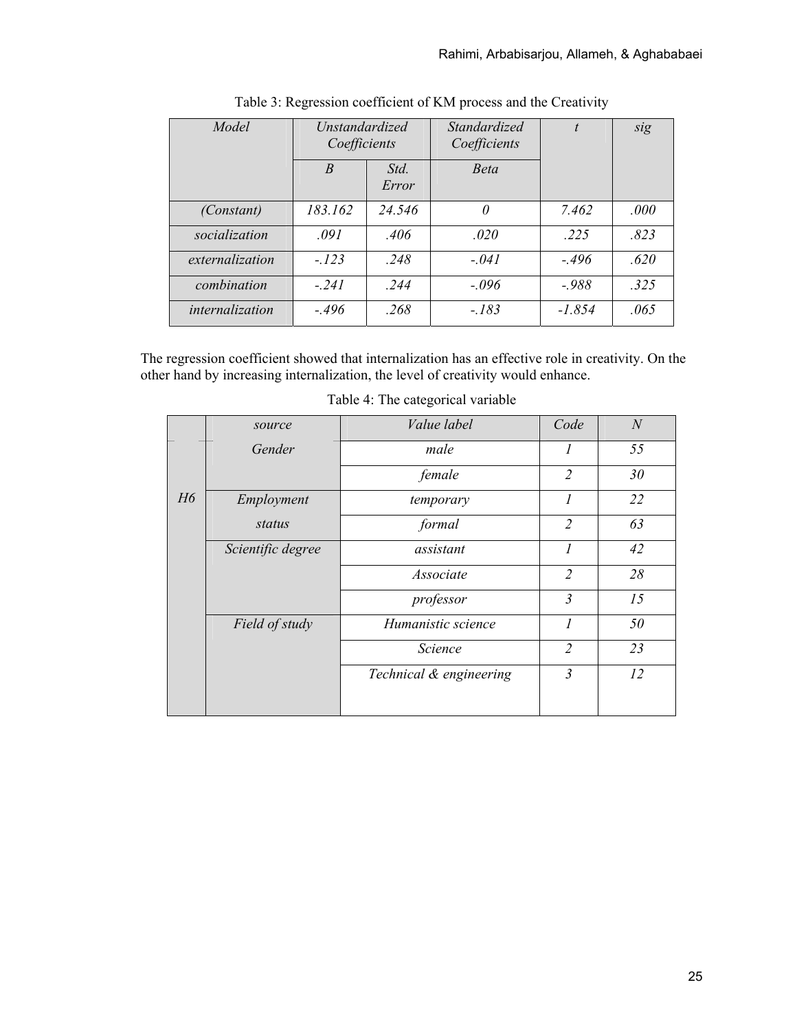Table 3: Regression coefficient of KM process and the Creativity

| Model | Unstandardized Coefficients | | Standardized Coefficients | t | sig |
|---|---|---|---|---|---|
| | B | Std. Error | Beta | | |
| (Constant) | 183.162 | 24.546 | 0 | 7.462 | .000 |
| socialization | .091 | .406 | .020 | .225 | .823 |
| externalization | -.123 | .248 | -.041 | -.496 | .620 |
| combination | -.241 | .244 | -.096 | -.988 | .325 |
| internalization | -.496 | .268 | -.183 | -1.854 | .065 |

The regression coefficient showed that internalization has an effective role in creativity. On the other hand by increasing internalization, the level of creativity would enhance.

Table 4: The categorical variable

| | source | Value label | Code | N |
|---|---|---|---|---|
| H6 | Gender | male | 1 | 55 |
| | | female | 2 | 30 |
| | Employment status | temporary | 1 | 22 |
| | | formal | 2 | 63 |
| | Scientific degree | assistant | 1 | 42 |
| | | Associate | 2 | 28 |
| | | professor | 3 | 15 |
| | Field of study | Humanistic science | 1 | 50 |
| | | Science | 2 | 23 |
| | | Technical & engineering | 3 | 12 |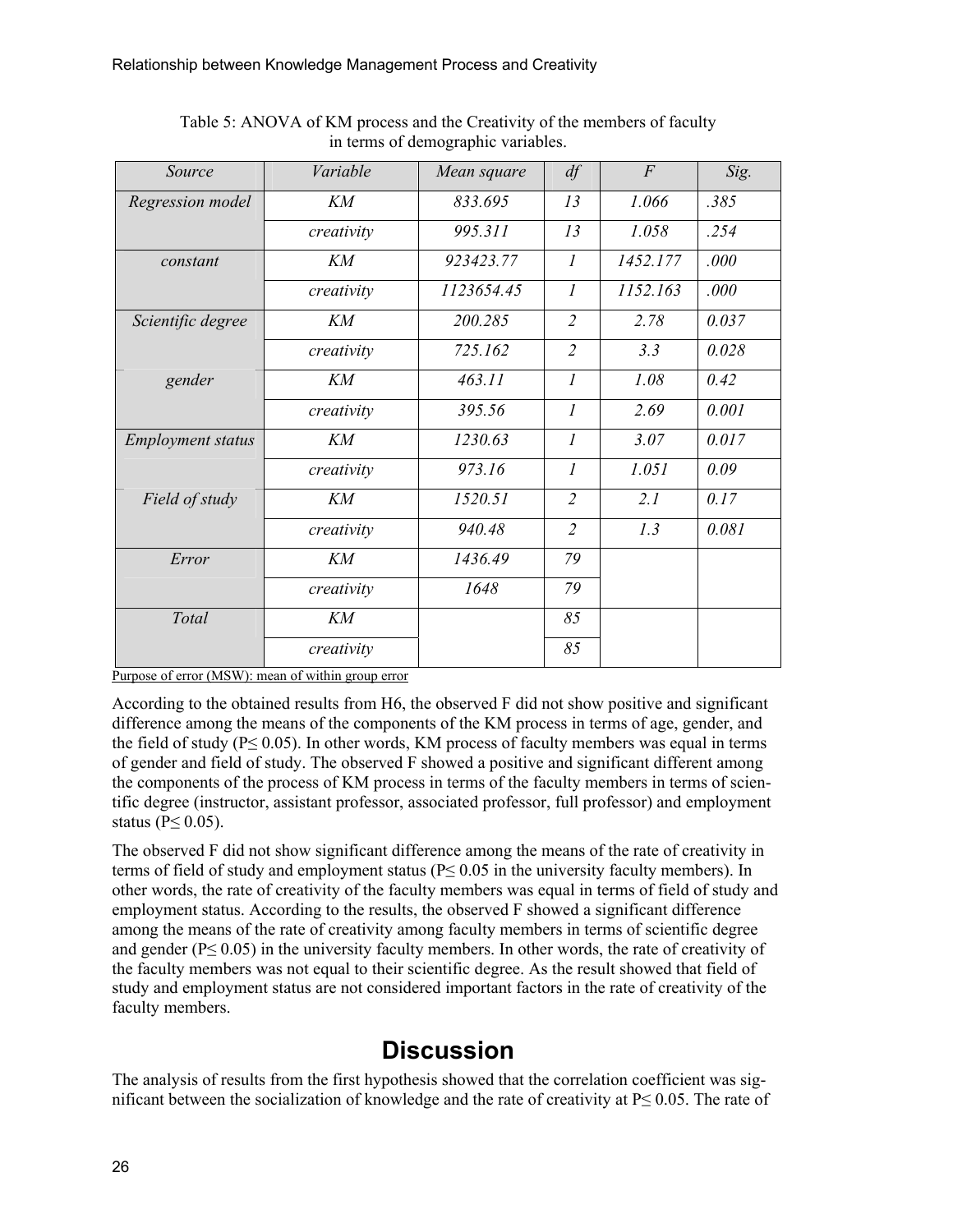Table 5: ANOVA of KM process and the Creativity of the members of faculty in terms of demographic variables.

| *Source* | *Variable* | *Mean square* | *df* | *F* | *Sig.* |
|---|---|---|---|---|---|
| *Regression model* | *KM* | *833.695* | *13* | *1.066* | *.385* |
| | *creativity* | *995.311* | *13* | *1.058* | *.254* |
| *constant* | *KM* | *923423.77* | *1* | *1452.177* | *.000* |
| | *creativity* | *1123654.45* | *1* | *1152.163* | *.000* |
| *Scientific degree* | *KM* | *200.285* | *2* | *2.78* | *0.037* |
| | *creativity* | *725.162* | *2* | *3.3* | *0.028* |
| *gender* | *KM* | *463.11* | *1* | *1.08* | *0.42* |
| | *creativity* | *395.56* | *1* | *2.69* | *0.001* |
| *Employment status* | *KM* | *1230.63* | *1* | *3.07* | *0.017* |
| | *creativity* | *973.16* | *1* | *1.051* | *0.09* |
| *Field of study* | *KM* | *1520.51* | *2* | *2.1* | *0.17* |
| | *creativity* | *940.48* | *2* | *1.3* | *0.081* |
| *Error* | *KM* | *1436.49* | *79* | | |
| | *creativity* | *1648* | *79* | | |
| *Total* | *KM* | | *85* | | |
| | *creativity* | | *85* | | |

Purpose of error (MSW): mean of within group error

According to the obtained results from H6, the observed F did not show positive and significant difference among the means of the components of the KM process in terms of age, gender, and the field of study ($P \leq 0.05$). In other words, KM process of faculty members was equal in terms of gender and field of study. The observed F showed a positive and significant different among the components of the process of KM process in terms of the faculty members in terms of scientific degree (instructor, assistant professor, associated professor, full professor) and employment status ($P \leq 0.05$).

The observed F did not show significant difference among the means of the rate of creativity in terms of field of study and employment status ($P \leq 0.05$ in the university faculty members). In other words, the rate of creativity of the faculty members was equal in terms of field of study and employment status. According to the results, the observed F showed a significant difference among the means of the rate of creativity among faculty members in terms of scientific degree and gender ($P \leq 0.05$) in the university faculty members. In other words, the rate of creativity of the faculty members was not equal to their scientific degree. As the result showed that field of study and employment status are not considered important factors in the rate of creativity of the faculty members.

# Discussion

The analysis of results from the first hypothesis showed that the correlation coefficient was significant between the socialization of knowledge and the rate of creativity at $P \leq 0.05$. The rate of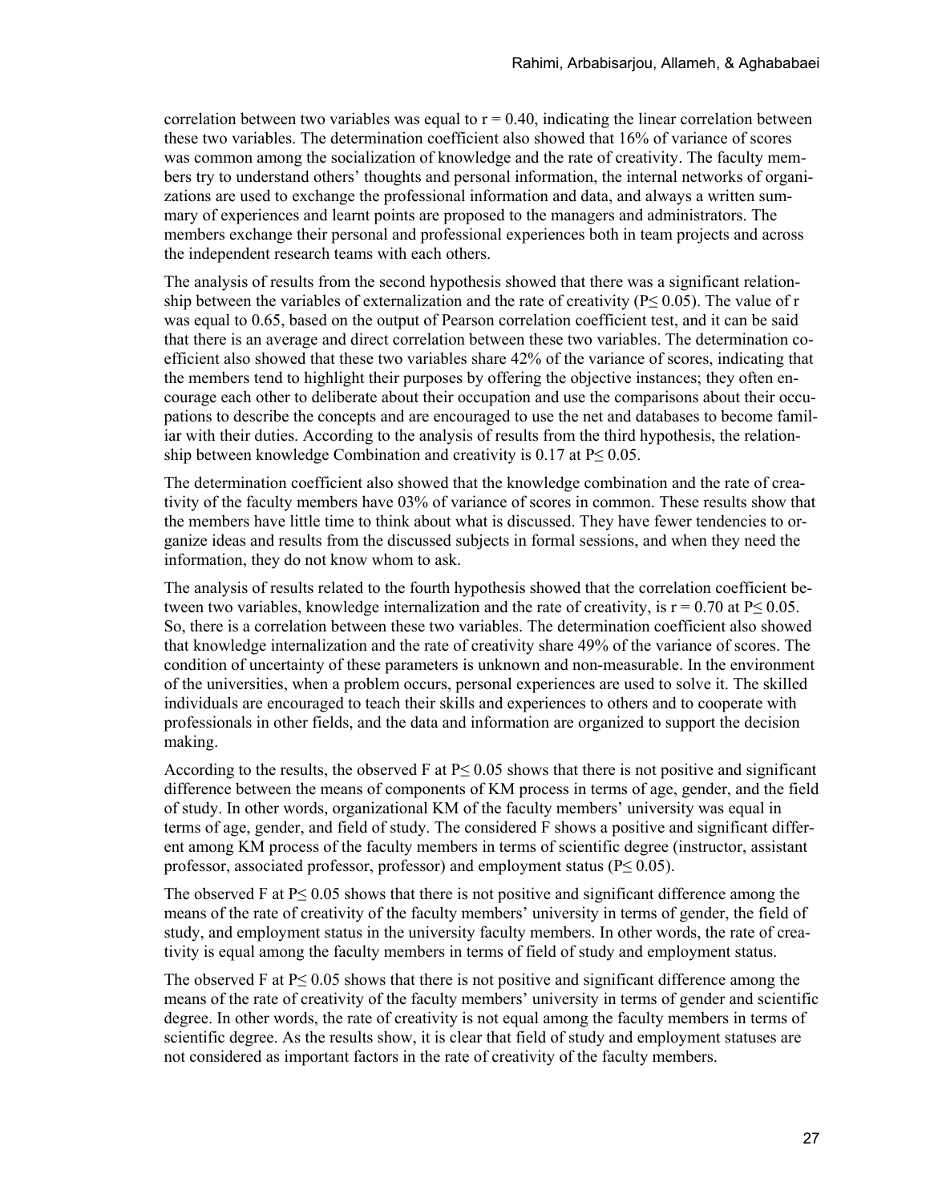correlation between two variables was equal to $r = 0.40$, indicating the linear correlation between these two variables. The determination coefficient also showed that 16% of variance of scores was common among the socialization of knowledge and the rate of creativity. The faculty members try to understand others' thoughts and personal information, the internal networks of organizations are used to exchange the professional information and data, and always a written summary of experiences and learnt points are proposed to the managers and administrators. The members exchange their personal and professional experiences both in team projects and across the independent research teams with each others.

The analysis of results from the second hypothesis showed that there was a significant relationship between the variables of externalization and the rate of creativity ($P \leq 0.05$). The value of r was equal to 0.65, based on the output of Pearson correlation coefficient test, and it can be said that there is an average and direct correlation between these two variables. The determination coefficient also showed that these two variables share 42% of the variance of scores, indicating that the members tend to highlight their purposes by offering the objective instances; they often encourage each other to deliberate about their occupation and use the comparisons about their occupations to describe the concepts and are encouraged to use the net and databases to become familiar with their duties. According to the analysis of results from the third hypothesis, the relationship between knowledge Combination and creativity is 0.17 at $P \leq 0.05$.

The determination coefficient also showed that the knowledge combination and the rate of creativity of the faculty members have 03% of variance of scores in common. These results show that the members have little time to think about what is discussed. They have fewer tendencies to organize ideas and results from the discussed subjects in formal sessions, and when they need the information, they do not know whom to ask.

The analysis of results related to the fourth hypothesis showed that the correlation coefficient between two variables, knowledge internalization and the rate of creativity, is $r = 0.70$ at $P \leq 0.05$. So, there is a correlation between these two variables. The determination coefficient also showed that knowledge internalization and the rate of creativity share 49% of the variance of scores. The condition of uncertainty of these parameters is unknown and non-measurable. In the environment of the universities, when a problem occurs, personal experiences are used to solve it. The skilled individuals are encouraged to teach their skills and experiences to others and to cooperate with professionals in other fields, and the data and information are organized to support the decision making.

According to the results, the observed F at $P \leq 0.05$ shows that there is not positive and significant difference between the means of components of KM process in terms of age, gender, and the field of study. In other words, organizational KM of the faculty members' university was equal in terms of age, gender, and field of study. The considered F shows a positive and significant different among KM process of the faculty members in terms of scientific degree (instructor, assistant professor, associated professor, professor) and employment status ($P \leq 0.05$).

The observed F at $P \leq 0.05$ shows that there is not positive and significant difference among the means of the rate of creativity of the faculty members' university in terms of gender, the field of study, and employment status in the university faculty members. In other words, the rate of creativity is equal among the faculty members in terms of field of study and employment status.

The observed F at $P \leq 0.05$ shows that there is not positive and significant difference among the means of the rate of creativity of the faculty members' university in terms of gender and scientific degree. In other words, the rate of creativity is not equal among the faculty members in terms of scientific degree. As the results show, it is clear that field of study and employment statuses are not considered as important factors in the rate of creativity of the faculty members.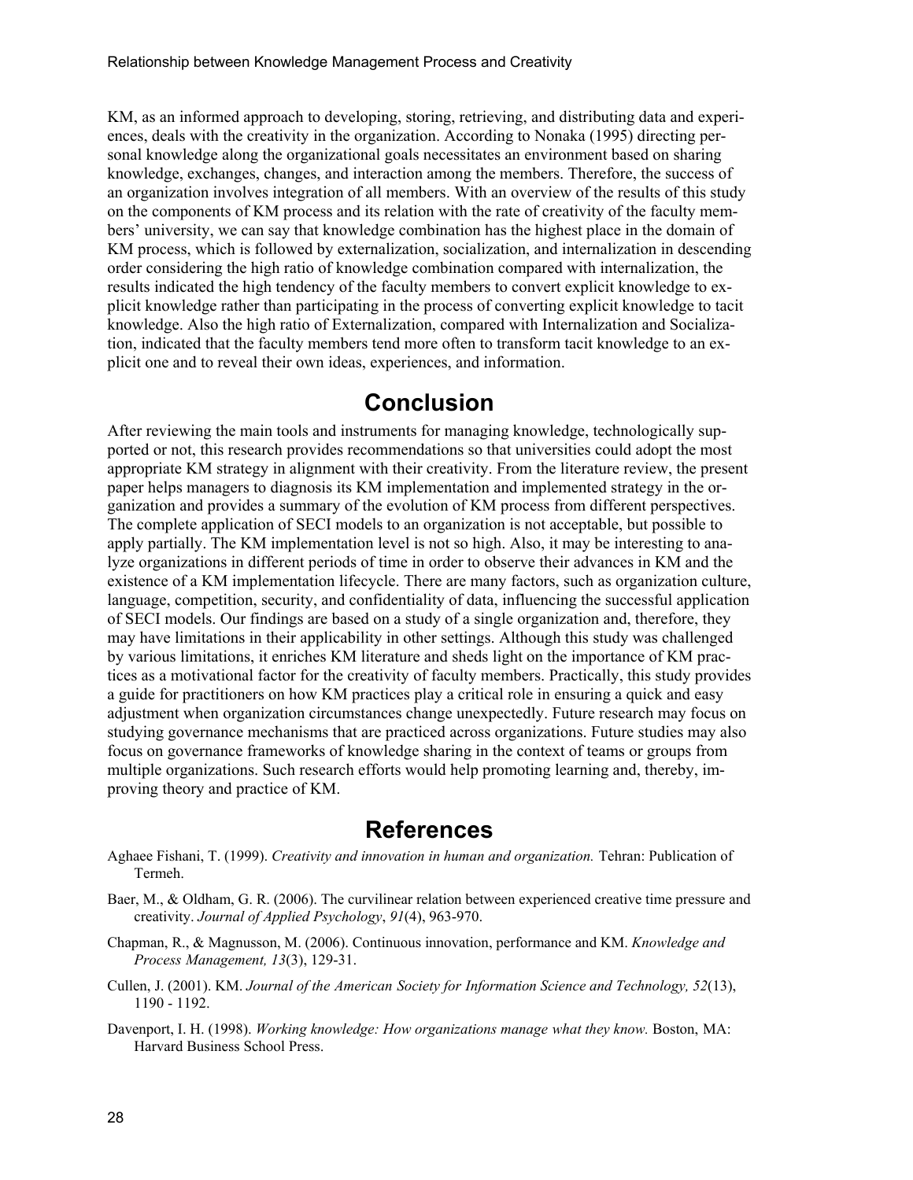KM, as an informed approach to developing, storing, retrieving, and distributing data and experiences, deals with the creativity in the organization. According to Nonaka (1995) directing personal knowledge along the organizational goals necessitates an environment based on sharing knowledge, exchanges, changes, and interaction among the members. Therefore, the success of an organization involves integration of all members. With an overview of the results of this study on the components of KM process and its relation with the rate of creativity of the faculty members' university, we can say that knowledge combination has the highest place in the domain of KM process, which is followed by externalization, socialization, and internalization in descending order considering the high ratio of knowledge combination compared with internalization, the results indicated the high tendency of the faculty members to convert explicit knowledge to explicit knowledge rather than participating in the process of converting explicit knowledge to tacit knowledge. Also the high ratio of Externalization, compared with Internalization and Socialization, indicated that the faculty members tend more often to transform tacit knowledge to an explicit one and to reveal their own ideas, experiences, and information.

## Conclusion

After reviewing the main tools and instruments for managing knowledge, technologically supported or not, this research provides recommendations so that universities could adopt the most appropriate KM strategy in alignment with their creativity. From the literature review, the present paper helps managers to diagnosis its KM implementation and implemented strategy in the organization and provides a summary of the evolution of KM process from different perspectives. The complete application of SECI models to an organization is not acceptable, but possible to apply partially. The KM implementation level is not so high. Also, it may be interesting to analyze organizations in different periods of time in order to observe their advances in KM and the existence of a KM implementation lifecycle. There are many factors, such as organization culture, language, competition, security, and confidentiality of data, influencing the successful application of SECI models. Our findings are based on a study of a single organization and, therefore, they may have limitations in their applicability in other settings. Although this study was challenged by various limitations, it enriches KM literature and sheds light on the importance of KM practices as a motivational factor for the creativity of faculty members. Practically, this study provides a guide for practitioners on how KM practices play a critical role in ensuring a quick and easy adjustment when organization circumstances change unexpectedly. Future research may focus on studying governance mechanisms that are practiced across organizations. Future studies may also focus on governance frameworks of knowledge sharing in the context of teams or groups from multiple organizations. Such research efforts would help promoting learning and, thereby, improving theory and practice of KM.

## References

Aghaee Fishani, T. (1999). *Creativity and innovation in human and organization.* Tehran: Publication of Termeh.

Baer, M., & Oldham, G. R. (2006). The curvilinear relation between experienced creative time pressure and creativity. *Journal of Applied Psychology*, *91*(4), 963-970.

Chapman, R., & Magnusson, M. (2006). Continuous innovation, performance and KM. *Knowledge and Process Management, 13*(3), 129-31.

Cullen, J. (2001). KM. *Journal of the American Society for Information Science and Technology, 52*(13), 1190 - 1192.

Davenport, I. H. (1998). *Working knowledge: How organizations manage what they know.* Boston, MA: Harvard Business School Press.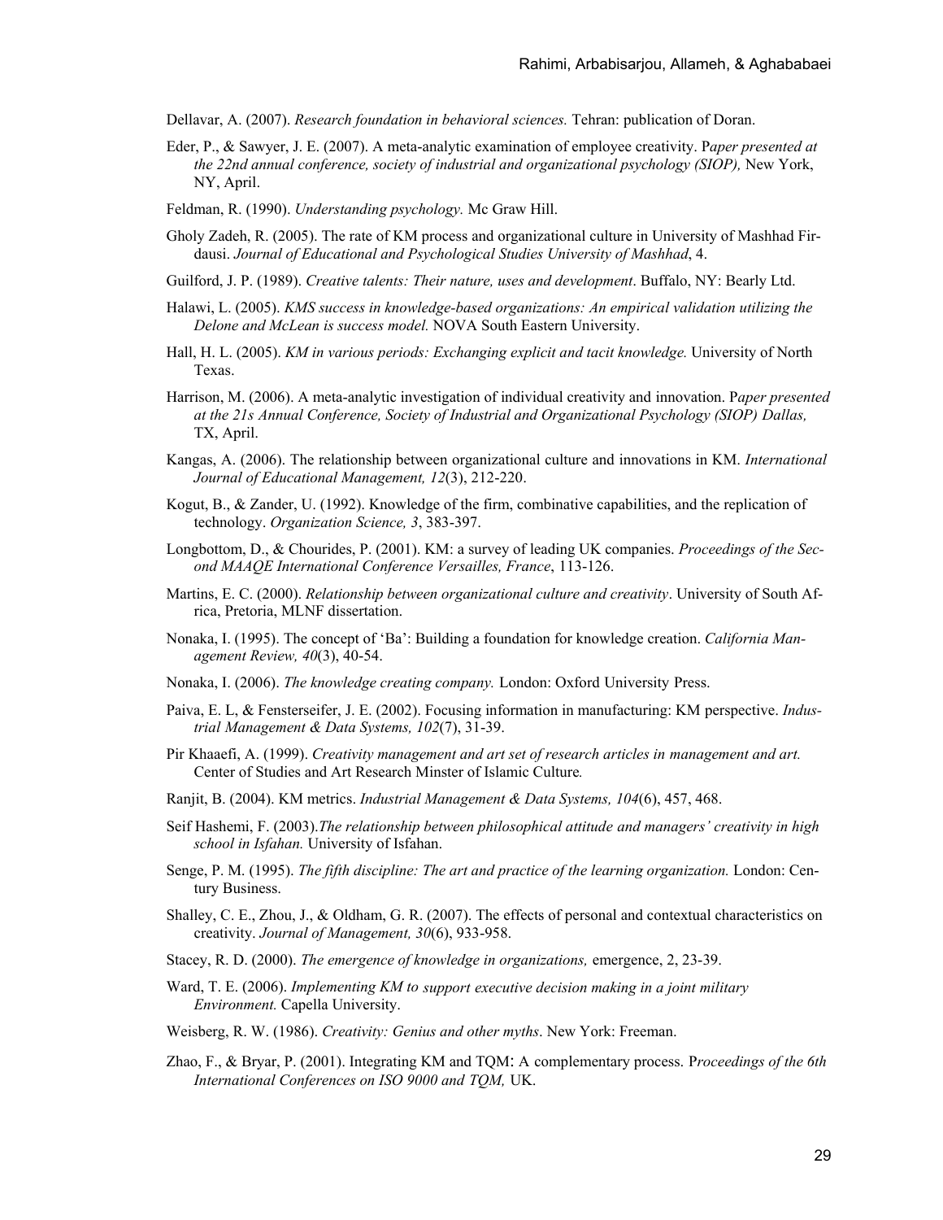Dellavar, A. (2007). *Research foundation in behavioral sciences.* Tehran: publication of Doran.

Eder, P., & Sawyer, J. E. (2007). A meta-analytic examination of employee creativity. P*aper presented at the 22nd annual conference, society of industrial and organizational psychology (SIOP),* New York, NY, April.

Feldman, R. (1990). *Understanding psychology.* Mc Graw Hill.

Gholy Zadeh, R. (2005). The rate of KM process and organizational culture in University of Mashhad Firdausi. *Journal of Educational and Psychological Studies University of Mashhad*, 4.

Guilford, J. P. (1989). *Creative talents: Their nature, uses and development*. Buffalo, NY: Bearly Ltd.

Halawi, L. (2005). *KMS success in knowledge-based organizations: An empirical validation utilizing the Delone and McLean is success model.* NOVA South Eastern University.

Hall, H. L. (2005). *KM in various periods: Exchanging explicit and tacit knowledge.* University of North Texas.

Harrison, M. (2006). A meta-analytic investigation of individual creativity and innovation. P*aper presented at the 21s Annual Conference, Society of Industrial and Organizational Psychology (SIOP) Dallas,* TX, April.

Kangas, A. (2006). The relationship between organizational culture and innovations in KM. *International Journal of Educational Management, 12*(3), 212-220.

Kogut, B., & Zander, U. (1992). Knowledge of the firm, combinative capabilities, and the replication of technology. *Organization Science, 3*, 383-397.

Longbottom, D., & Chourides, P. (2001). KM: a survey of leading UK companies. *Proceedings of the Second MAAQE International Conference Versailles, France*, 113-126.

Martins, E. C. (2000). *Relationship between organizational culture and creativity*. University of South Africa, Pretoria, MLNF dissertation.

Nonaka, I. (1995). The concept of 'Ba': Building a foundation for knowledge creation. *California Management Review, 40*(3), 40-54.

Nonaka, I. (2006). *The knowledge creating company.* London: Oxford University Press.

Paiva, E. L, & Fensterseifer, J. E. (2002). Focusing information in manufacturing: KM perspective. *Industrial Management & Data Systems, 102*(7), 31-39.

Pir Khaaefi, A. (1999). *Creativity management and art set of research articles in management and art.* Center of Studies and Art Research Minster of Islamic Culture*.*

Ranjit, B. (2004). KM metrics. *Industrial Management & Data Systems, 104*(6), 457, 468.

Seif Hashemi, F. (2003).*The relationship between philosophical attitude and managers' creativity in high school in Isfahan.* University of Isfahan.

Senge, P. M. (1995). *The fifth discipline: The art and practice of the learning organization.* London: Century Business.

Shalley, C. E., Zhou, J., & Oldham, G. R. (2007). The effects of personal and contextual characteristics on creativity. *Journal of Management, 30*(6), 933-958.

Stacey, R. D. (2000). *The emergence of knowledge in organizations,* emergence, 2, 23-39.

Ward, T. E. (2006). *Implementing KM to support executive decision making in a joint military Environment.* Capella University.

Weisberg, R. W. (1986). *Creativity: Genius and other myths*. New York: Freeman.

Zhao, F., & Bryar, P. (2001). Integrating KM and TQM: A complementary process. P*roceedings of the 6th International Conferences on ISO 9000 and TQM,* UK.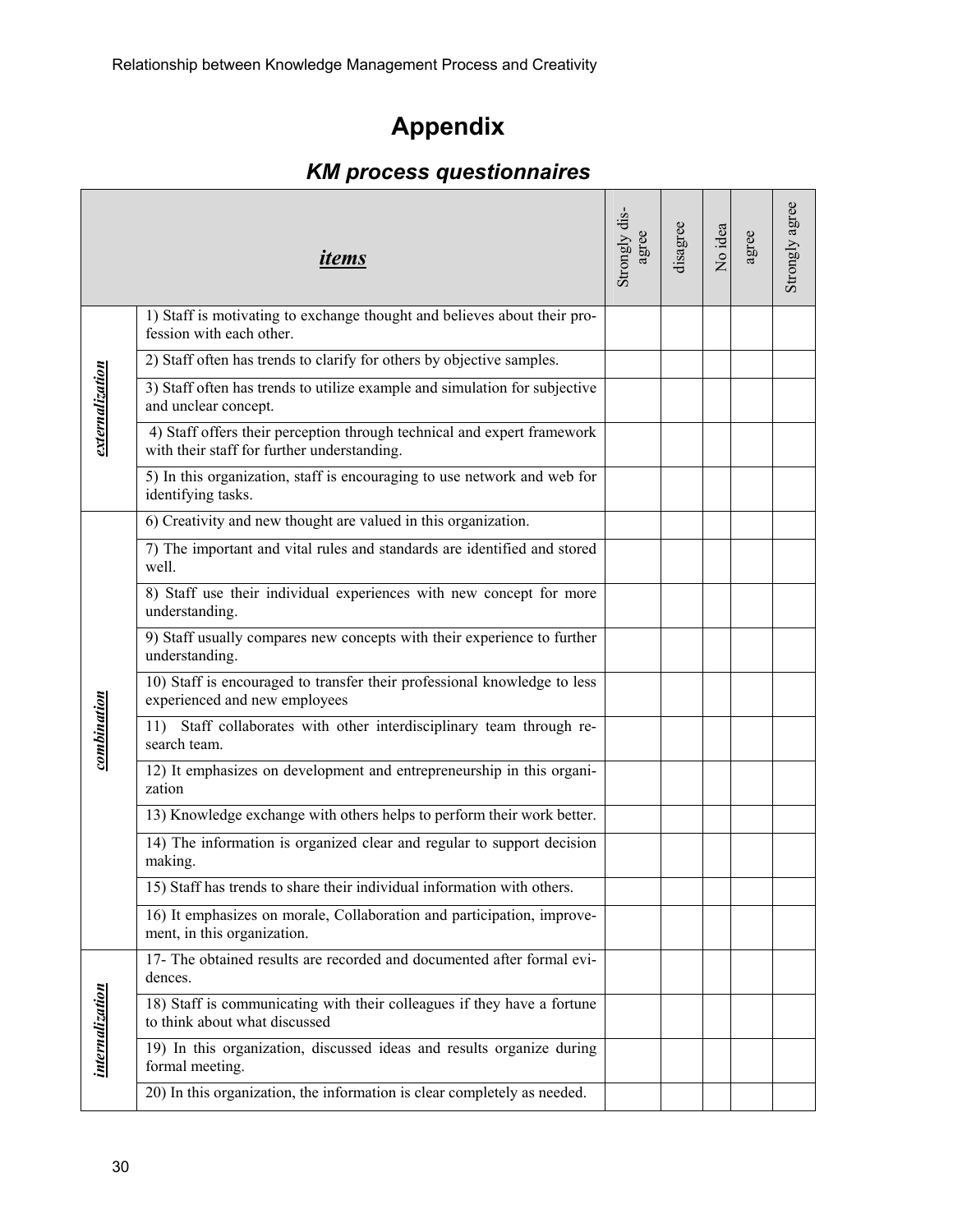# Appendix

## *KM process questionnaires*

| | *items* | Strongly disagree | disagree | No idea | agree | Strongly agree |
|---|---|---|---|---|---|---|
| *externalization* | 1) Staff is motivating to exchange thought and believes about their profession with each other. | | | | | |
| | 2) Staff often has trends to clarify for others by objective samples. | | | | | |
| | 3) Staff often has trends to utilize example and simulation for subjective and unclear concept. | | | | | |
| | 4) Staff offers their perception through technical and expert framework with their staff for further understanding. | | | | | |
| | 5) In this organization, staff is encouraging to use network and web for identifying tasks. | | | | | |
| *combination* | 6) Creativity and new thought are valued in this organization. | | | | | |
| | 7) The important and vital rules and standards are identified and stored well. | | | | | |
| | 8) Staff use their individual experiences with new concept for more understanding. | | | | | |
| | 9) Staff usually compares new concepts with their experience to further understanding. | | | | | |
| | 10) Staff is encouraged to transfer their professional knowledge to less experienced and new employees | | | | | |
| | 11) Staff collaborates with other interdisciplinary team through research team. | | | | | |
| | 12) It emphasizes on development and entrepreneurship in this organization | | | | | |
| | 13) Knowledge exchange with others helps to perform their work better. | | | | | |
| | 14) The information is organized clear and regular to support decision making. | | | | | |
| | 15) Staff has trends to share their individual information with others. | | | | | |
| | 16) It emphasizes on morale, Collaboration and participation, improvement, in this organization. | | | | | |
| *internalization* | 17- The obtained results are recorded and documented after formal evidences. | | | | | |
| | 18) Staff is communicating with their colleagues if they have a fortune to think about what discussed | | | | | |
| | 19) In this organization, discussed ideas and results organize during formal meeting. | | | | | |
| | 20) In this organization, the information is clear completely as needed. | | | | | |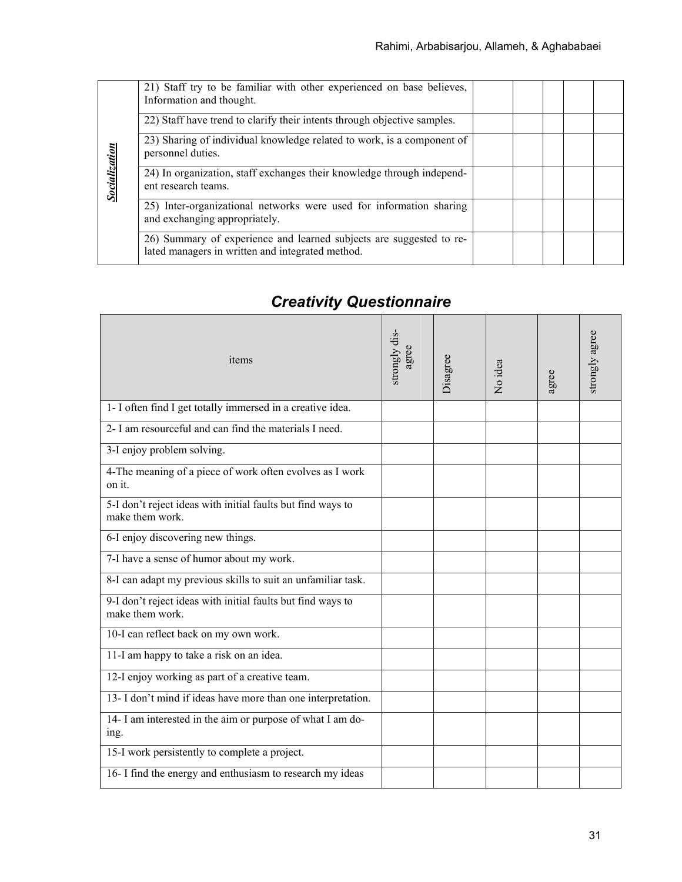| | | | | | | |
|---|---|---|---|---|---|---|
| ***Socialization*** | 21) Staff try to be familiar with other experienced on base believes, Information and thought. | | | | | |
| | 22) Staff have trend to clarify their intents through objective samples. | | | | | |
| | 23) Sharing of individual knowledge related to work, is a component of personnel duties. | | | | | |
| | 24) In organization, staff exchanges their knowledge through independent research teams. | | | | | |
| | 25) Inter-organizational networks were used for information sharing and exchanging appropriately. | | | | | |
| | 26) Summary of experience and learned subjects are suggested to related managers in written and integrated method. | | | | | |

## *Creativity Questionnaire*

| items | strongly disagree | Disagree | No idea | agree | strongly agree |
|---|---|---|---|---|---|
| 1- I often find I get totally immersed in a creative idea. | | | | | |
| 2- I am resourceful and can find the materials I need. | | | | | |
| 3-I enjoy problem solving. | | | | | |
| 4-The meaning of a piece of work often evolves as I work on it. | | | | | |
| 5-I don't reject ideas with initial faults but find ways to make them work. | | | | | |
| 6-I enjoy discovering new things. | | | | | |
| 7-I have a sense of humor about my work. | | | | | |
| 8-I can adapt my previous skills to suit an unfamiliar task. | | | | | |
| 9-I don't reject ideas with initial faults but find ways to make them work. | | | | | |
| 10-I can reflect back on my own work. | | | | | |
| 11-I am happy to take a risk on an idea. | | | | | |
| 12-I enjoy working as part of a creative team. | | | | | |
| 13- I don't mind if ideas have more than one interpretation. | | | | | |
| 14- I am interested in the aim or purpose of what I am doing. | | | | | |
| 15-I work persistently to complete a project. | | | | | |
| 16- I find the energy and enthusiasm to research my ideas | | | | | |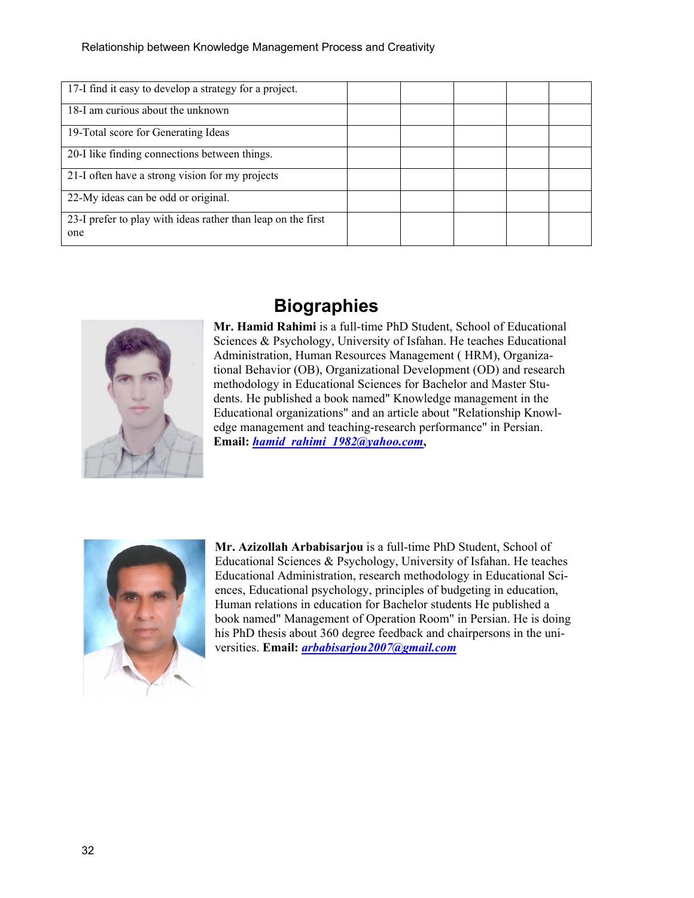| 17-I find it easy to develop a strategy for a project. | | | | | |
| --- | --- | --- | --- | --- | --- |
| 18-I am curious about the unknown | | | | | |
| 19-Total score for Generating Ideas | | | | | |
| 20-I like finding connections between things. | | | | | |
| 21-I often have a strong vision for my projects | | | | | |
| 22-My ideas can be odd or original. | | | | | |
| 23-I prefer to play with ideas rather than leap on the first one | | | | | |

## Biographies

**Mr. Hamid Rahimi** is a full-time PhD Student, School of Educational Sciences & Psychology, University of Isfahan. He teaches Educational Administration, Human Resources Management ( HRM), Organizational Behavior (OB), Organizational Development (OD) and research methodology in Educational Sciences for Bachelor and Master Students. He published a book named" Knowledge management in the Educational organizations" and an article about "Relationship Knowledge management and teaching-research performance" in Persian. **Email:** ***hamid_rahimi_1982@yahoo.com***,

**Mr. Azizollah Arbabisarjou** is a full-time PhD Student, School of Educational Sciences & Psychology, University of Isfahan. He teaches Educational Administration, research methodology in Educational Sciences, Educational psychology, principles of budgeting in education, Human relations in education for Bachelor students He published a book named" Management of Operation Room" in Persian. He is doing his PhD thesis about 360 degree feedback and chairpersons in the universities. **Email:** ***arbabisarjou2007@gmail.com***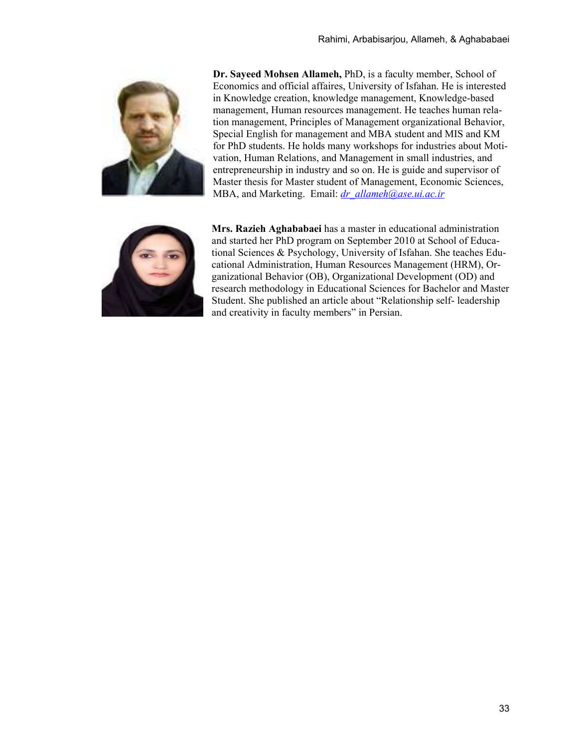**Dr. Sayeed Mohsen Allameh,** PhD, is a faculty member, School of Economics and official affaires, University of Isfahan. He is interested in Knowledge creation, knowledge management, Knowledge-based management, Human resources management. He teaches human relation management, Principles of Management organizational Behavior, Special English for management and MBA student and MIS and KM for PhD students. He holds many workshops for industries about Motivation, Human Relations, and Management in small industries, and entrepreneurship in industry and so on. He is guide and supervisor of Master thesis for Master student of Management, Economic Sciences, MBA, and Marketing. Email: *dr_allameh@ase.ui.ac.ir*

**Mrs. Razieh Aghababaei** has a master in educational administration and started her PhD program on September 2010 at School of Educational Sciences & Psychology, University of Isfahan. She teaches Educational Administration, Human Resources Management (HRM), Organizational Behavior (OB), Organizational Development (OD) and research methodology in Educational Sciences for Bachelor and Master Student. She published an article about "Relationship self- leadership and creativity in faculty members" in Persian.